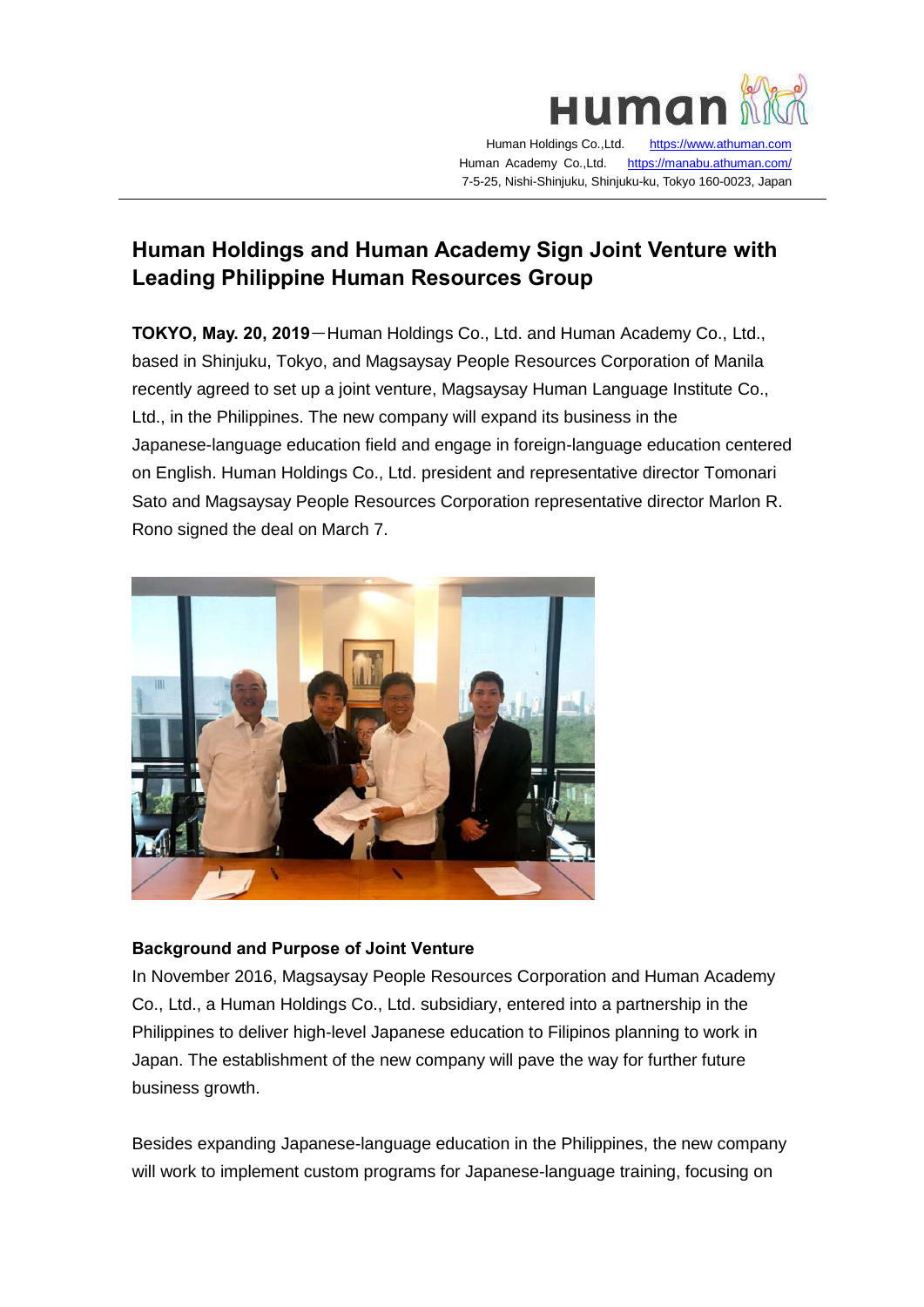Human Holdings Co.,Ltd. https://www.athuman.com
Human Academy Co.,Ltd. https://manabu.athuman.com/
7-5-25, Nishi-Shinjuku, Shinjuku-ku, Tokyo 160-0023, Japan

# Human Holdings and Human Academy Sign Joint Venture with Leading Philippine Human Resources Group

**TOKYO, May. 20, 2019**—Human Holdings Co., Ltd. and Human Academy Co., Ltd., based in Shinjuku, Tokyo, and Magsaysay People Resources Corporation of Manila recently agreed to set up a joint venture, Magsaysay Human Language Institute Co., Ltd., in the Philippines. The new company will expand its business in the Japanese-language education field and engage in foreign-language education centered on English. Human Holdings Co., Ltd. president and representative director Tomonari Sato and Magsaysay People Resources Corporation representative director Marlon R. Rono signed the deal on March 7.

## Background and Purpose of Joint Venture

In November 2016, Magsaysay People Resources Corporation and Human Academy Co., Ltd., a Human Holdings Co., Ltd. subsidiary, entered into a partnership in the Philippines to deliver high-level Japanese education to Filipinos planning to work in Japan. The establishment of the new company will pave the way for further future business growth.

Besides expanding Japanese-language education in the Philippines, the new company will work to implement custom programs for Japanese-language training, focusing on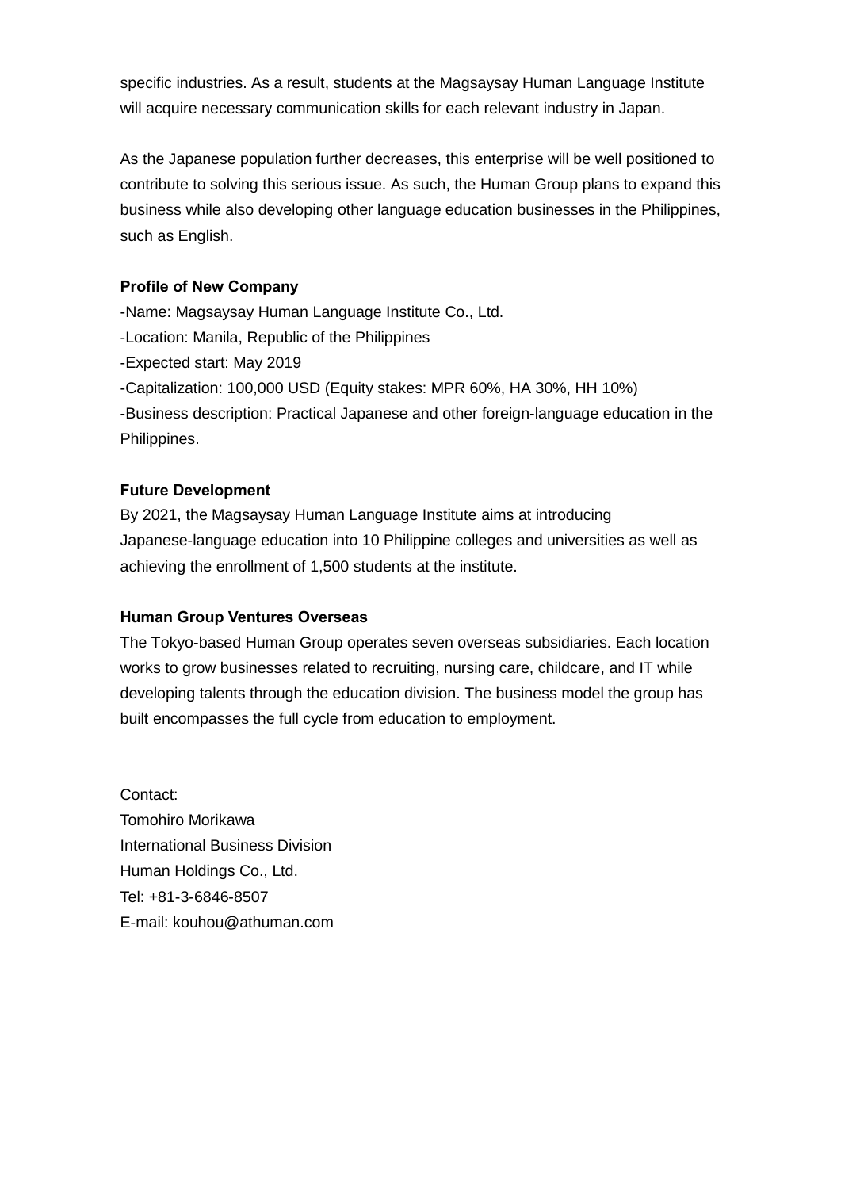specific industries. As a result, students at the Magsaysay Human Language Institute will acquire necessary communication skills for each relevant industry in Japan.

As the Japanese population further decreases, this enterprise will be well positioned to contribute to solving this serious issue. As such, the Human Group plans to expand this business while also developing other language education businesses in the Philippines, such as English.

**Profile of New Company**

-Name: Magsaysay Human Language Institute Co., Ltd.
-Location: Manila, Republic of the Philippines
-Expected start: May 2019
-Capitalization: 100,000 USD (Equity stakes: MPR 60%, HA 30%, HH 10%)
-Business description: Practical Japanese and other foreign-language education in the Philippines.

**Future Development**

By 2021, the Magsaysay Human Language Institute aims at introducing Japanese-language education into 10 Philippine colleges and universities as well as achieving the enrollment of 1,500 students at the institute.

**Human Group Ventures Overseas**

The Tokyo-based Human Group operates seven overseas subsidiaries. Each location works to grow businesses related to recruiting, nursing care, childcare, and IT while developing talents through the education division. The business model the group has built encompasses the full cycle from education to employment.

Contact:
Tomohiro Morikawa
International Business Division
Human Holdings Co., Ltd.
Tel: +81-3-6846-8507
E-mail: kouhou@athuman.com